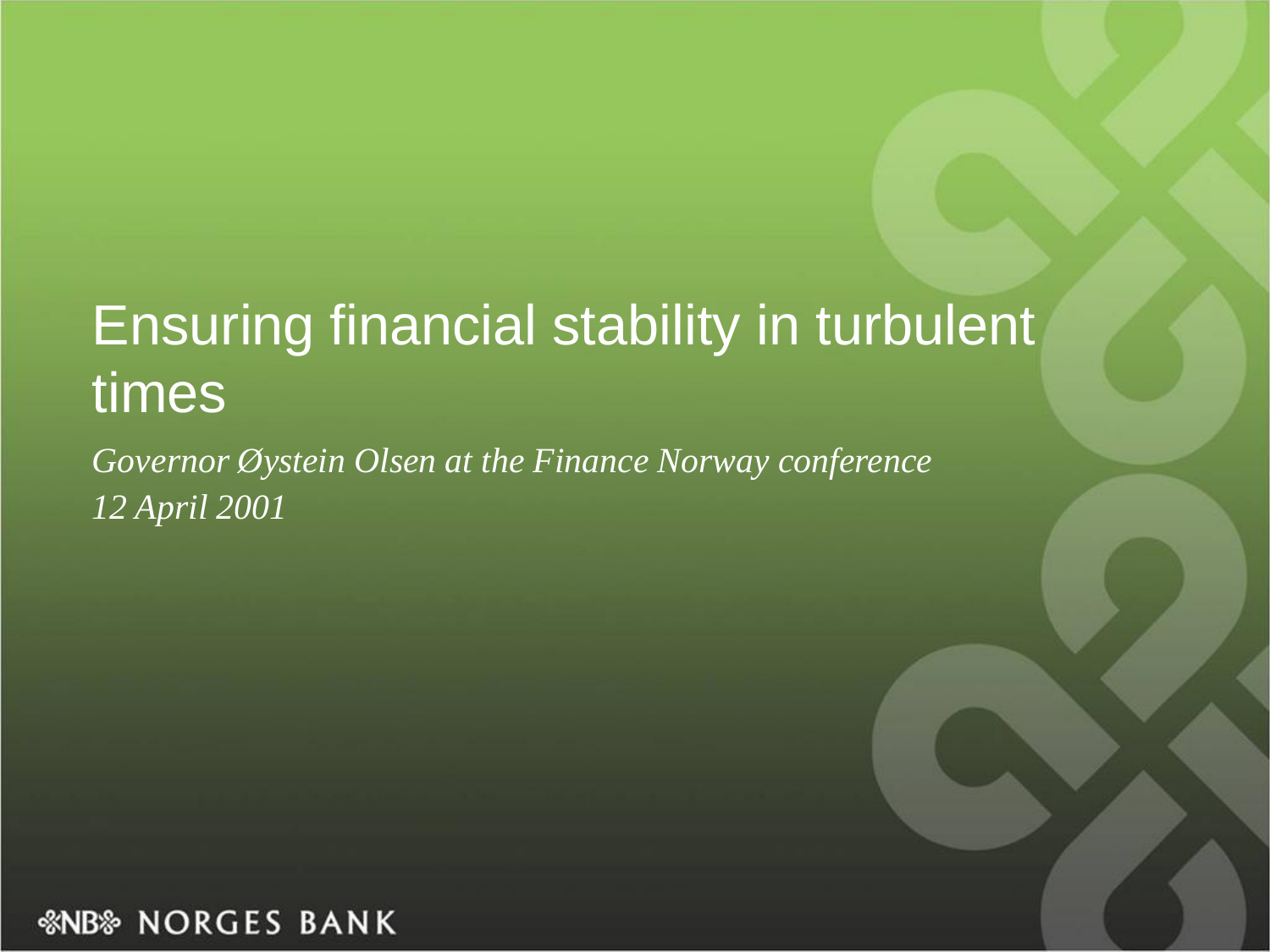# Ensuring financial stability in turbulent times

*Governor Øystein Olsen at the Finance Norway conference*

*12 April 2001*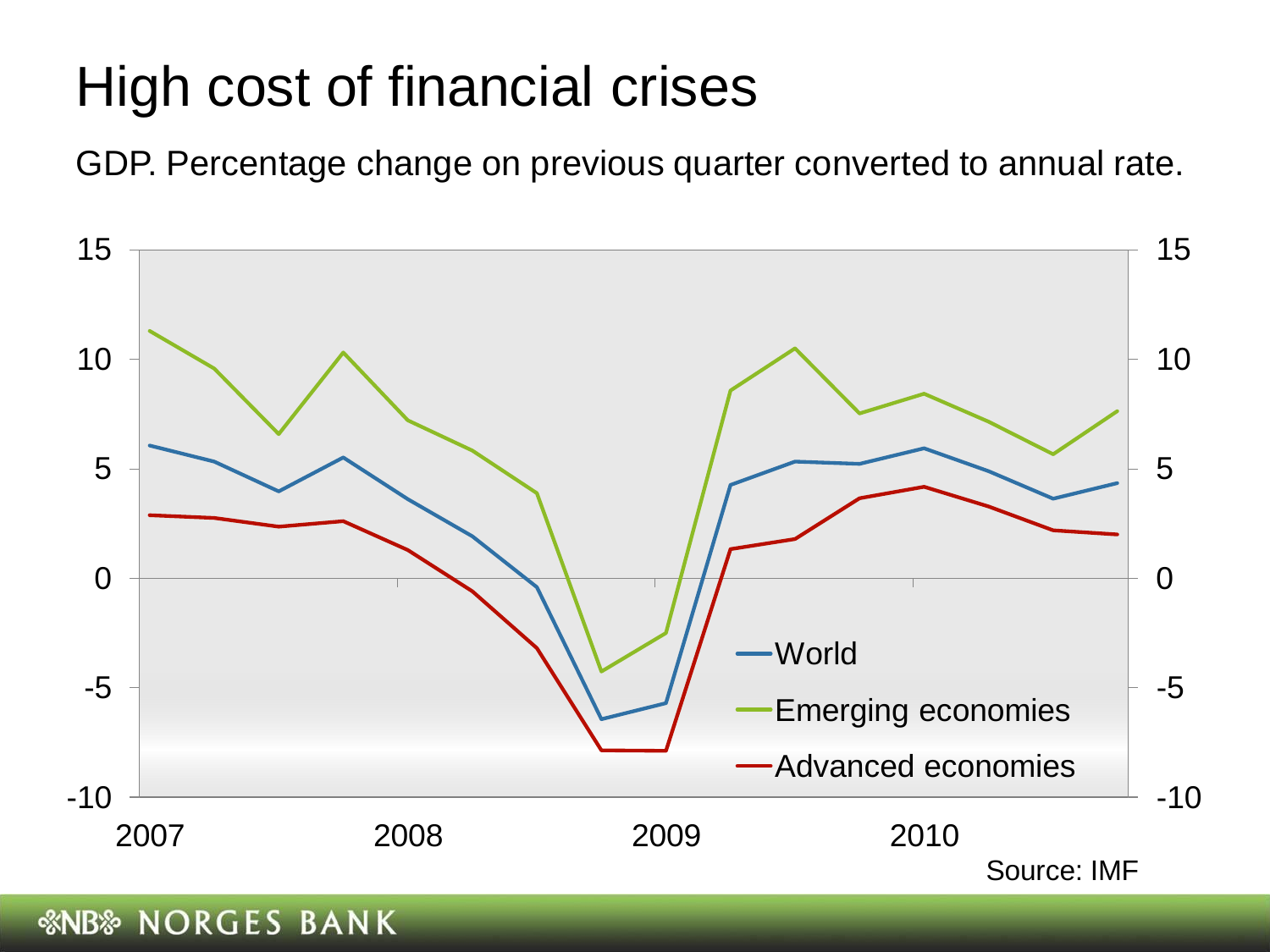# High cost of financial crises

GDP. Percentage change on previous quarter converted to annual rate.

Source: IMF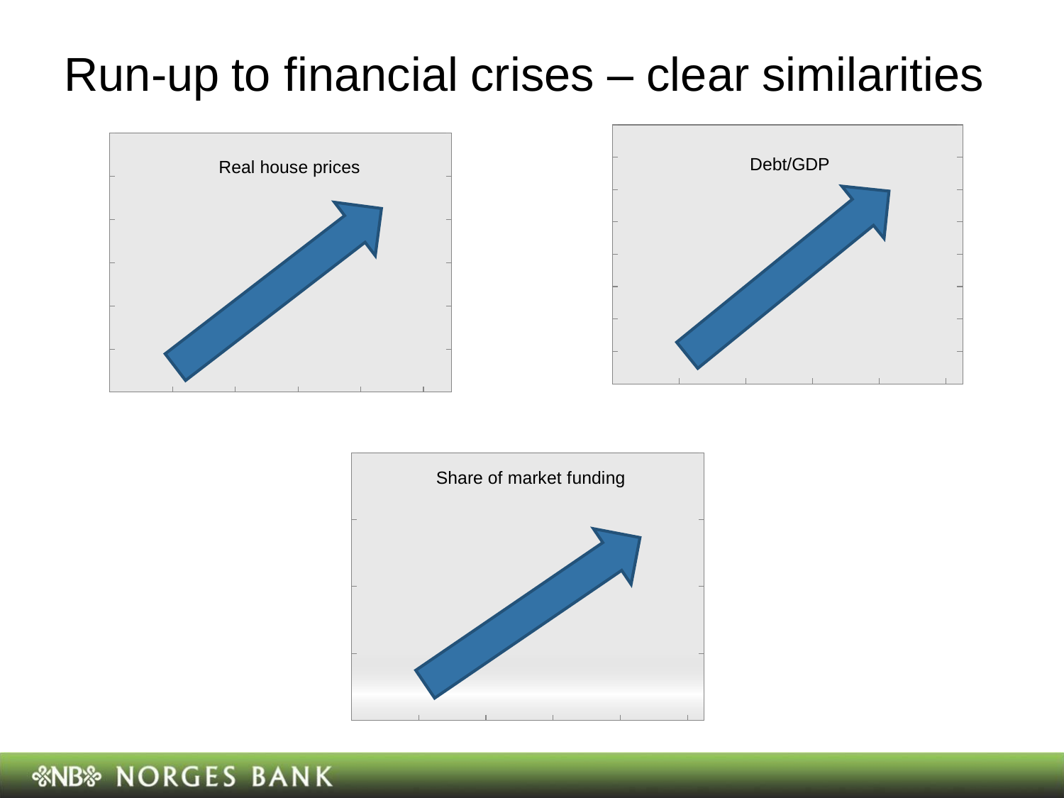# Run-up to financial crises – clear similarities

Real house prices

Debt/GDP

Share of market funding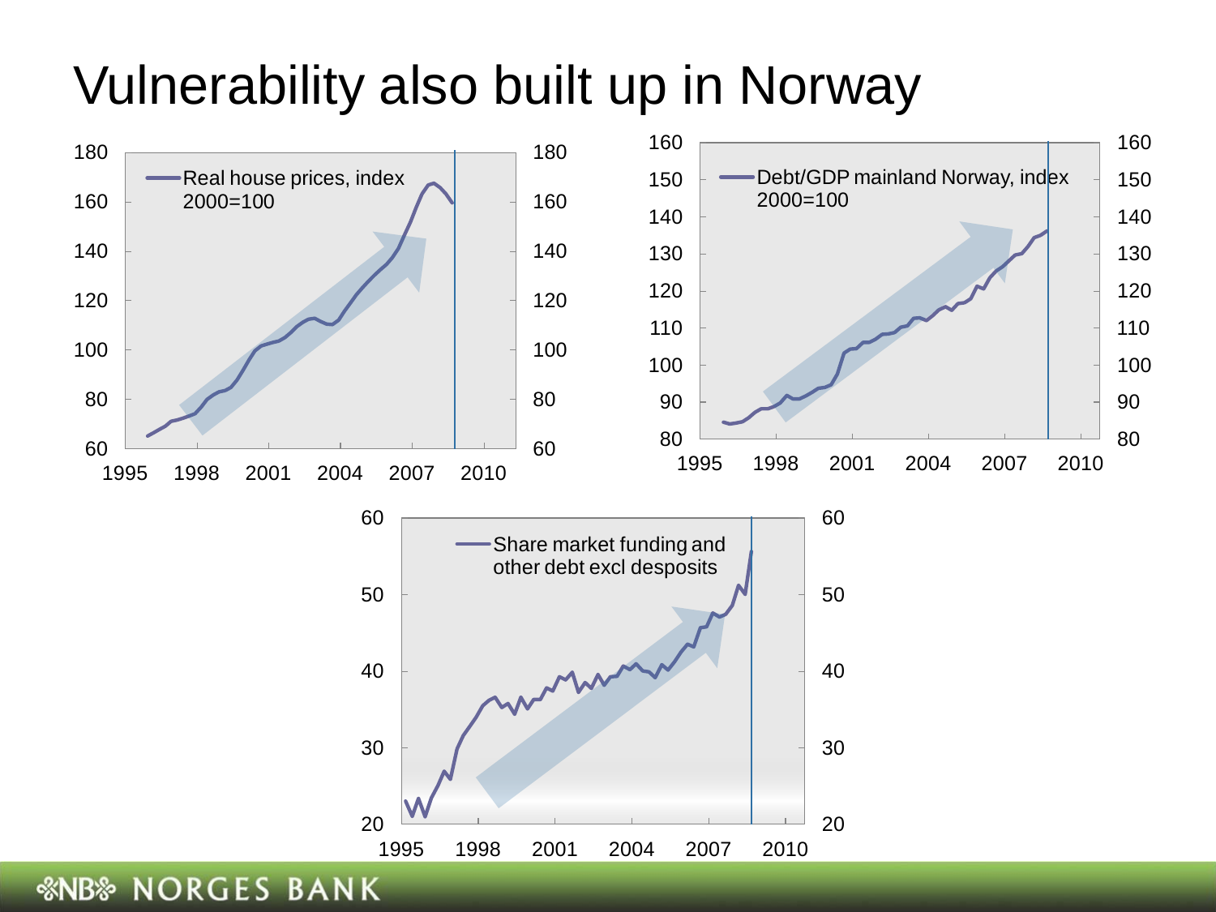# Vulnerability also built up in Norway

Real house prices, index 2000=100

Debt/GDP mainland Norway, index 2000=100

Share market funding and other debt excl desposits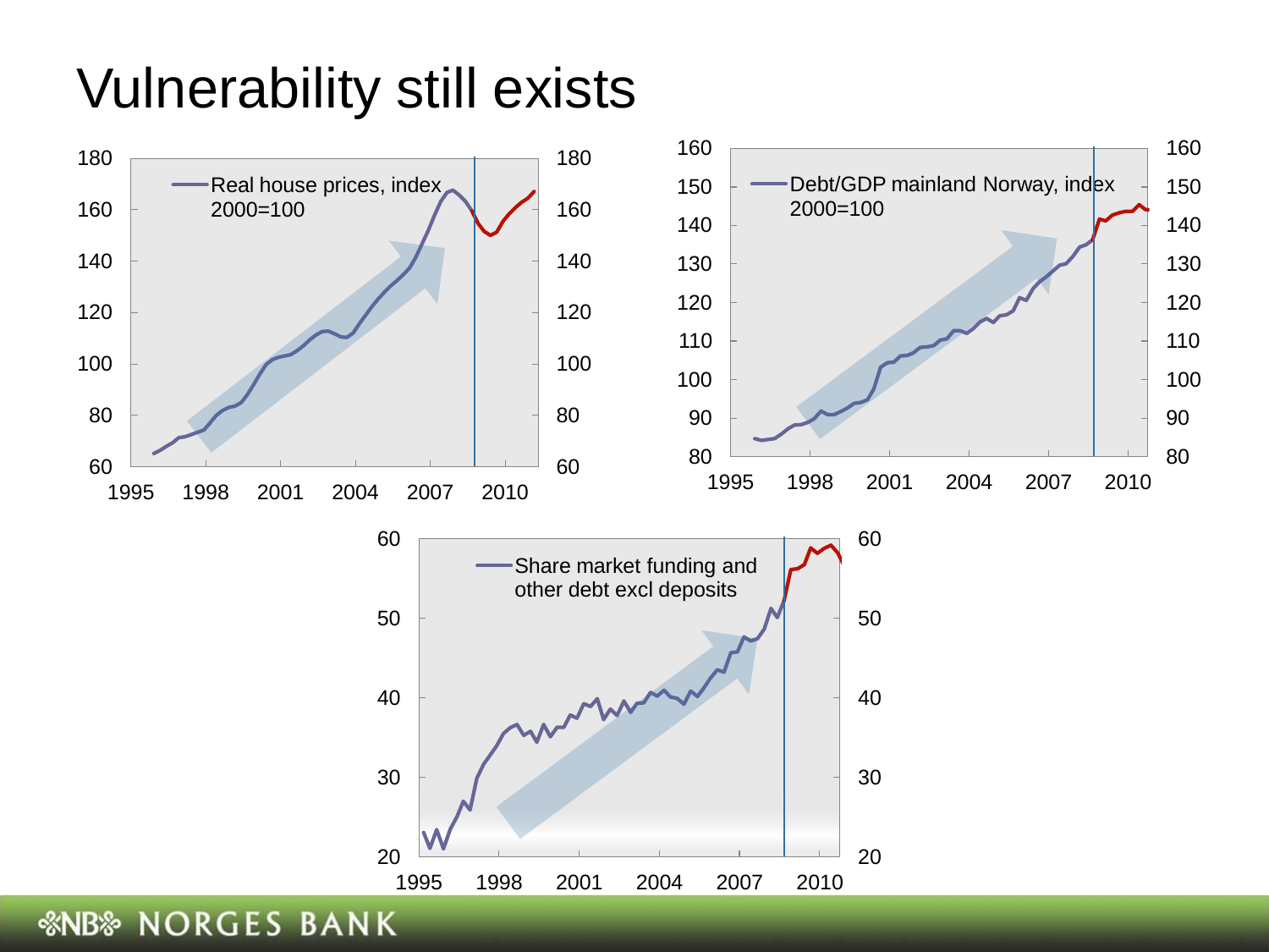# Vulnerability still exists

Real house prices, index 2000=100

Debt/GDP mainland Norway, index 2000=100

Share market funding and other debt excl deposits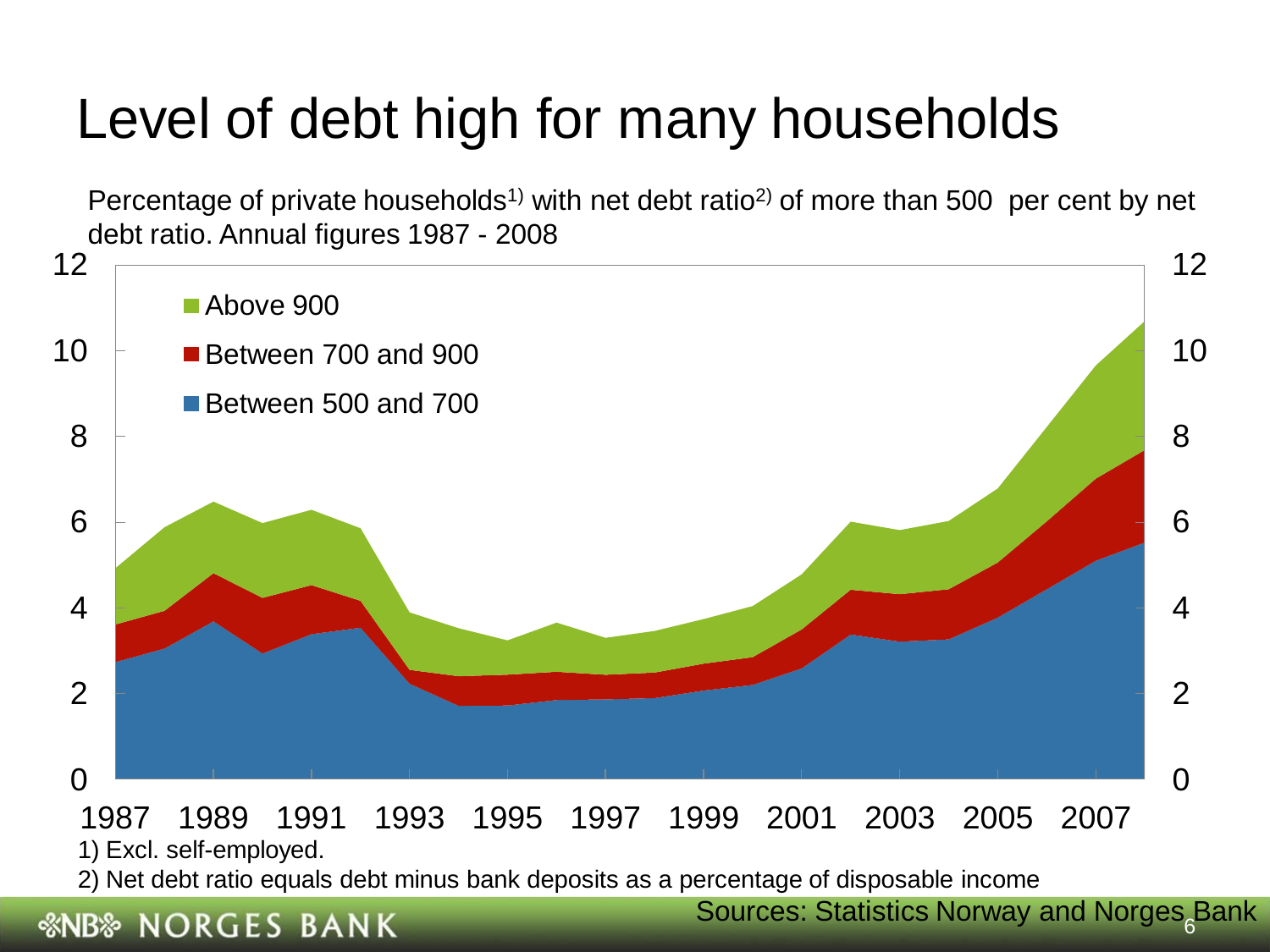# Level of debt high for many households

Percentage of private households[1)] with net debt ratio[2)] of more than 500 per cent by net debt ratio. Annual figures 1987 - 2008

1) Excl. self-employed.

2) Net debt ratio equals debt minus bank deposits as a percentage of disposable income

Sources: Statistics Norway and Norges Bank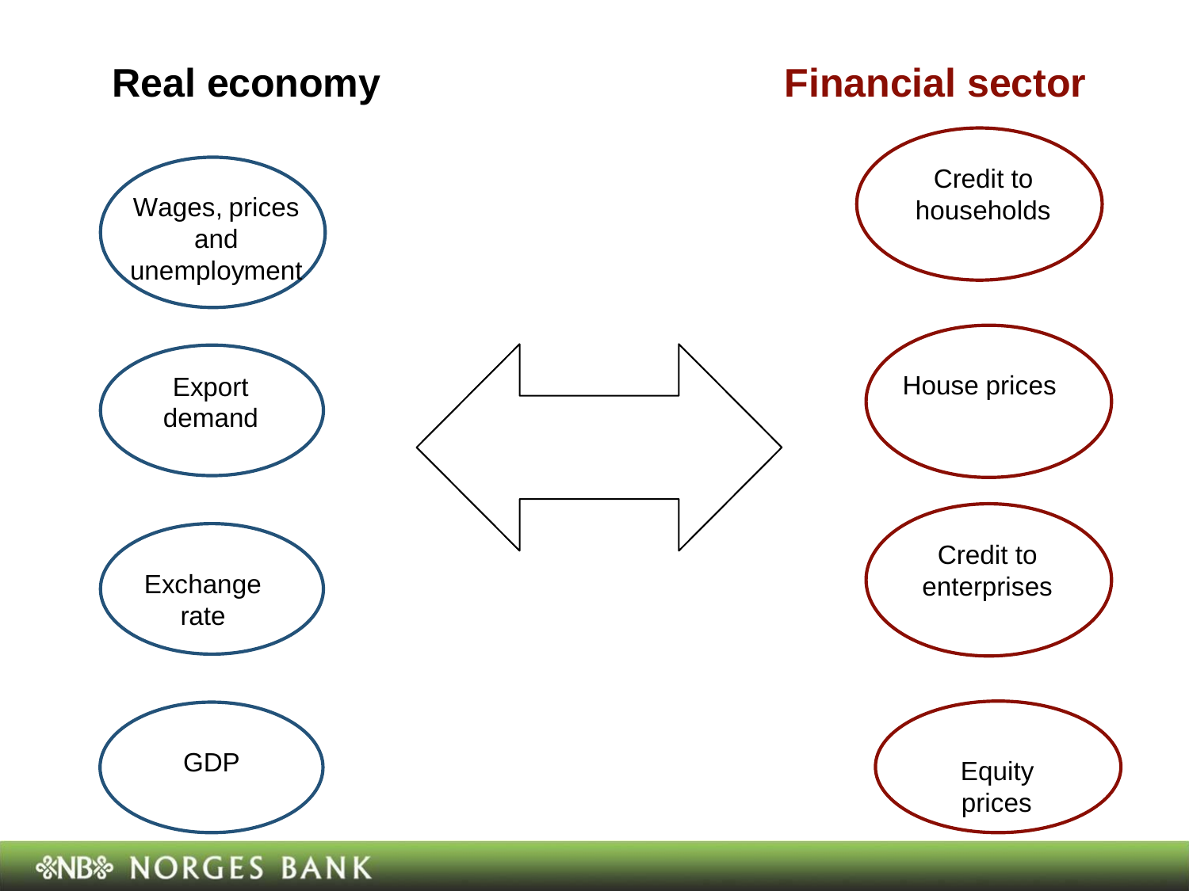## Real economy

- Wages, prices and unemployment
- Export demand
- Exchange rate
- GDP

## Financial sector

- Credit to households
- House prices
- Credit to enterprises
- Equity prices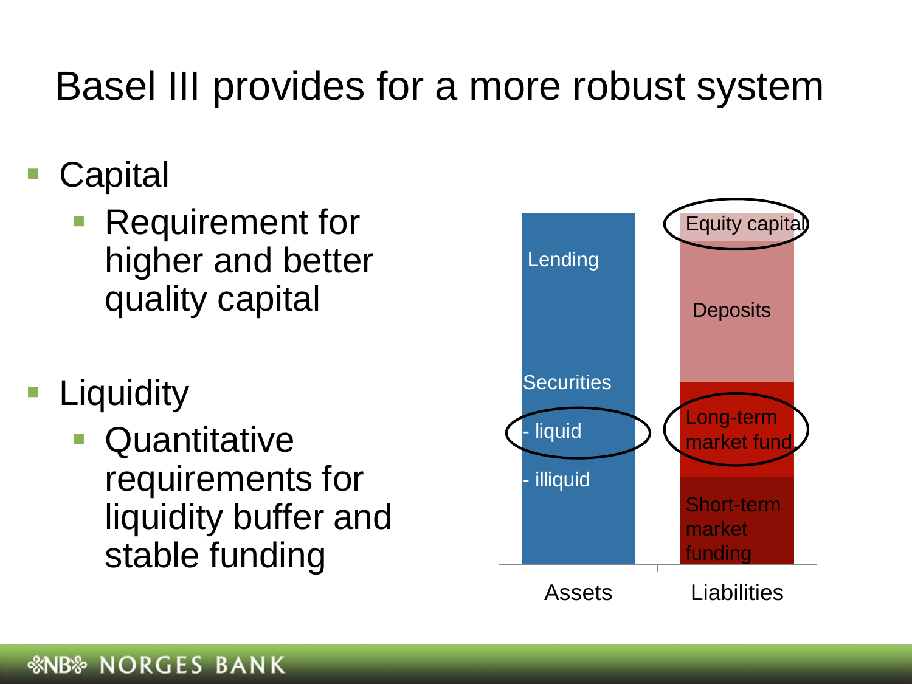# Basel III provides for a more robust system

- Capital
  - Requirement for higher and better quality capital
- Liquidity
  - Quantitative requirements for liquidity buffer and stable funding

| Assets | Liabilities |
| --- | --- |
| Lending | Equity capital |
| Securities | Deposits |
| - liquid | Long-term market fund. |
| - illiquid | Short-term market funding |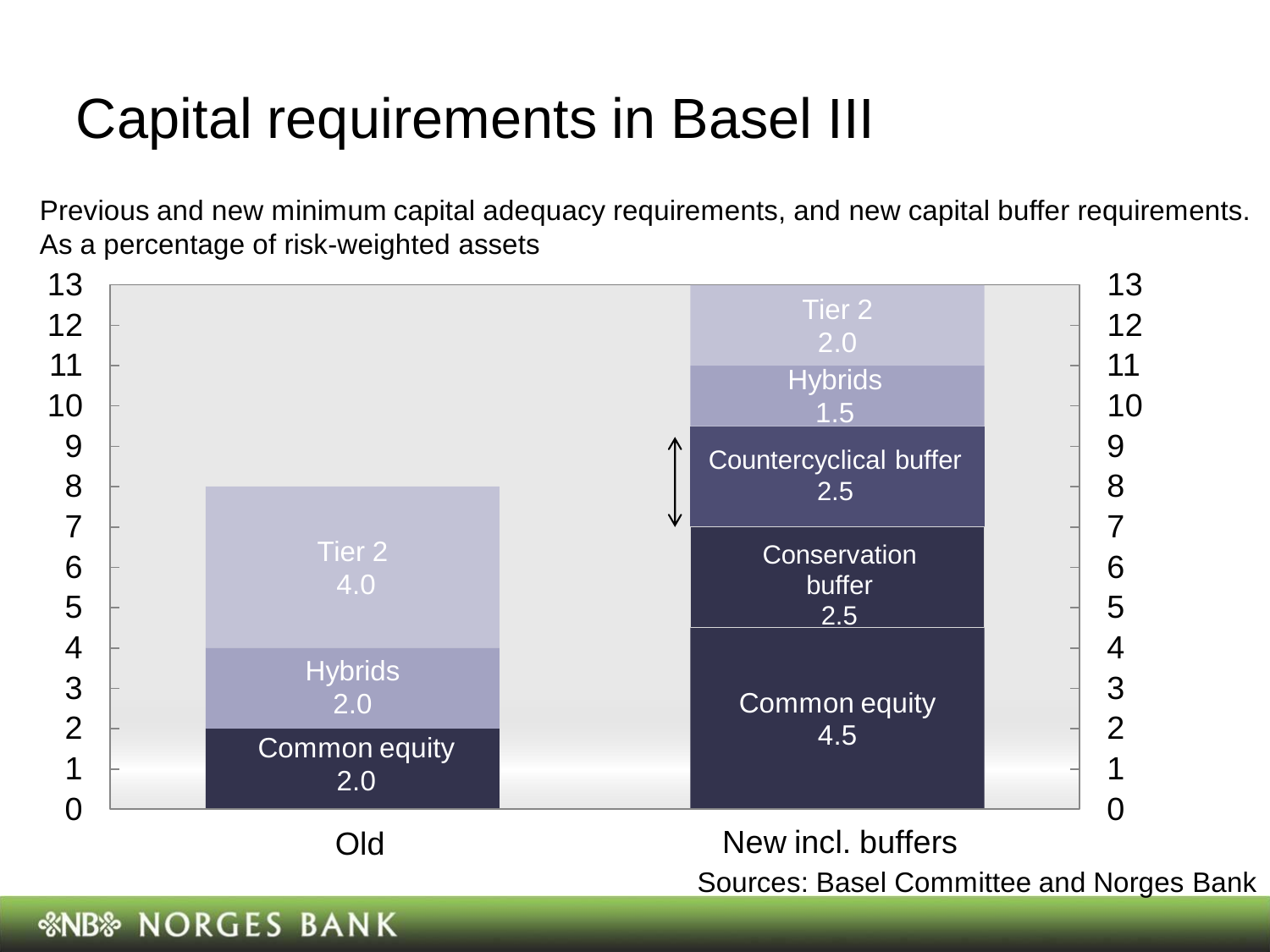# Capital requirements in Basel III

Previous and new minimum capital adequacy requirements, and new capital buffer requirements. As a percentage of risk-weighted assets

| | Old | New incl. buffers |
|---|---|---|
| Common equity | 2.0 | 4.5 |
| Conservation buffer | | 2.5 |
| Countercyclical buffer | | 2.5 |
| Hybrids | 2.0 | 1.5 |
| Tier 2 | 4.0 | 2.0 |

Sources: Basel Committee and Norges Bank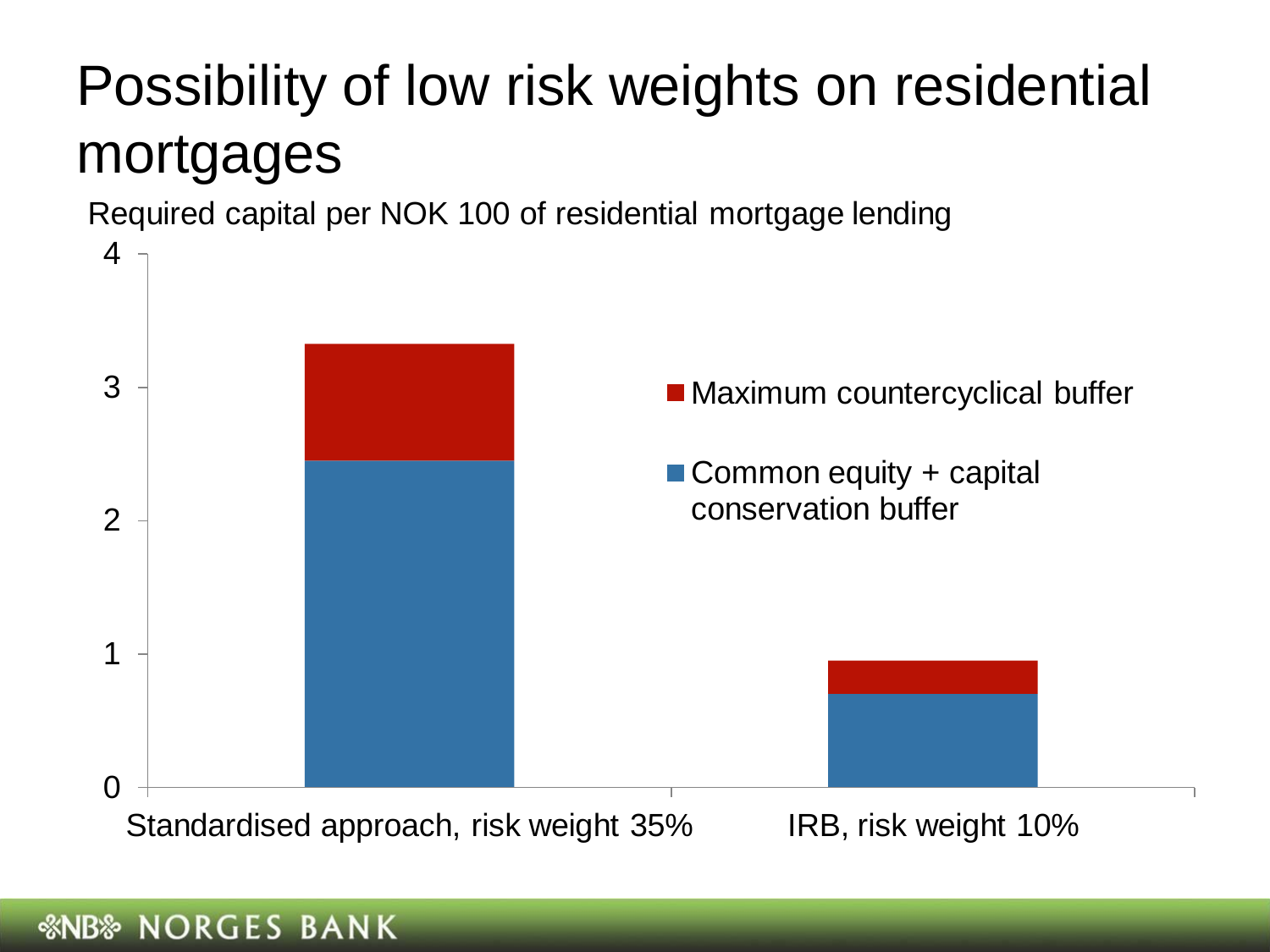# Possibility of low risk weights on residential mortgages

Required capital per NOK 100 of residential mortgage lending

| | Common equity + capital conservation buffer | Maximum countercyclical buffer |
|---|---|---|
| Standardised approach, risk weight 35% | 2.45 | 0.875 |
| IRB, risk weight 10% | 0.7 | 0.25 |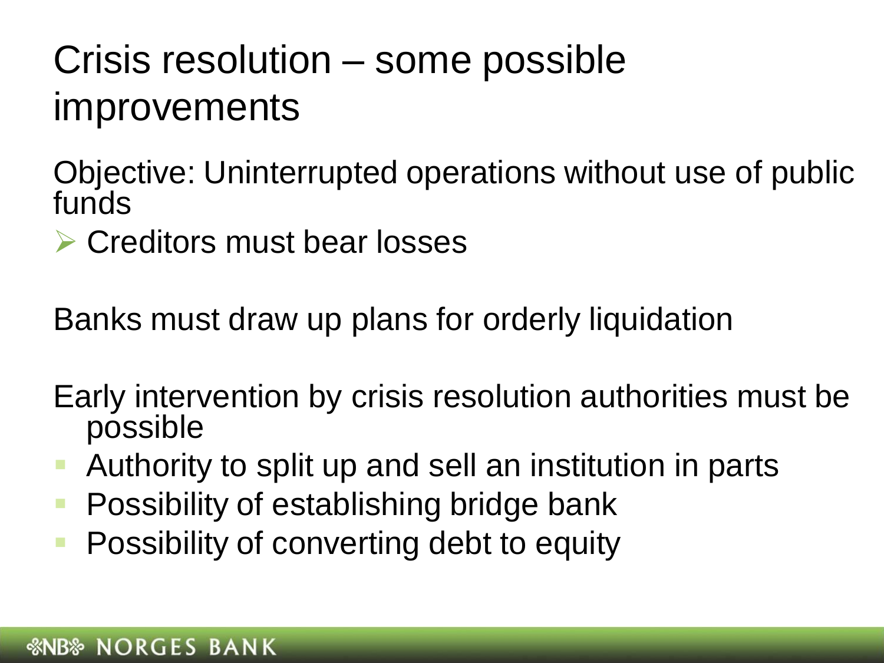# Crisis resolution – some possible improvements

Objective: Uninterrupted operations without use of public funds

- Creditors must bear losses

Banks must draw up plans for orderly liquidation

Early intervention by crisis resolution authorities must be possible

- Authority to split up and sell an institution in parts
- Possibility of establishing bridge bank
- Possibility of converting debt to equity